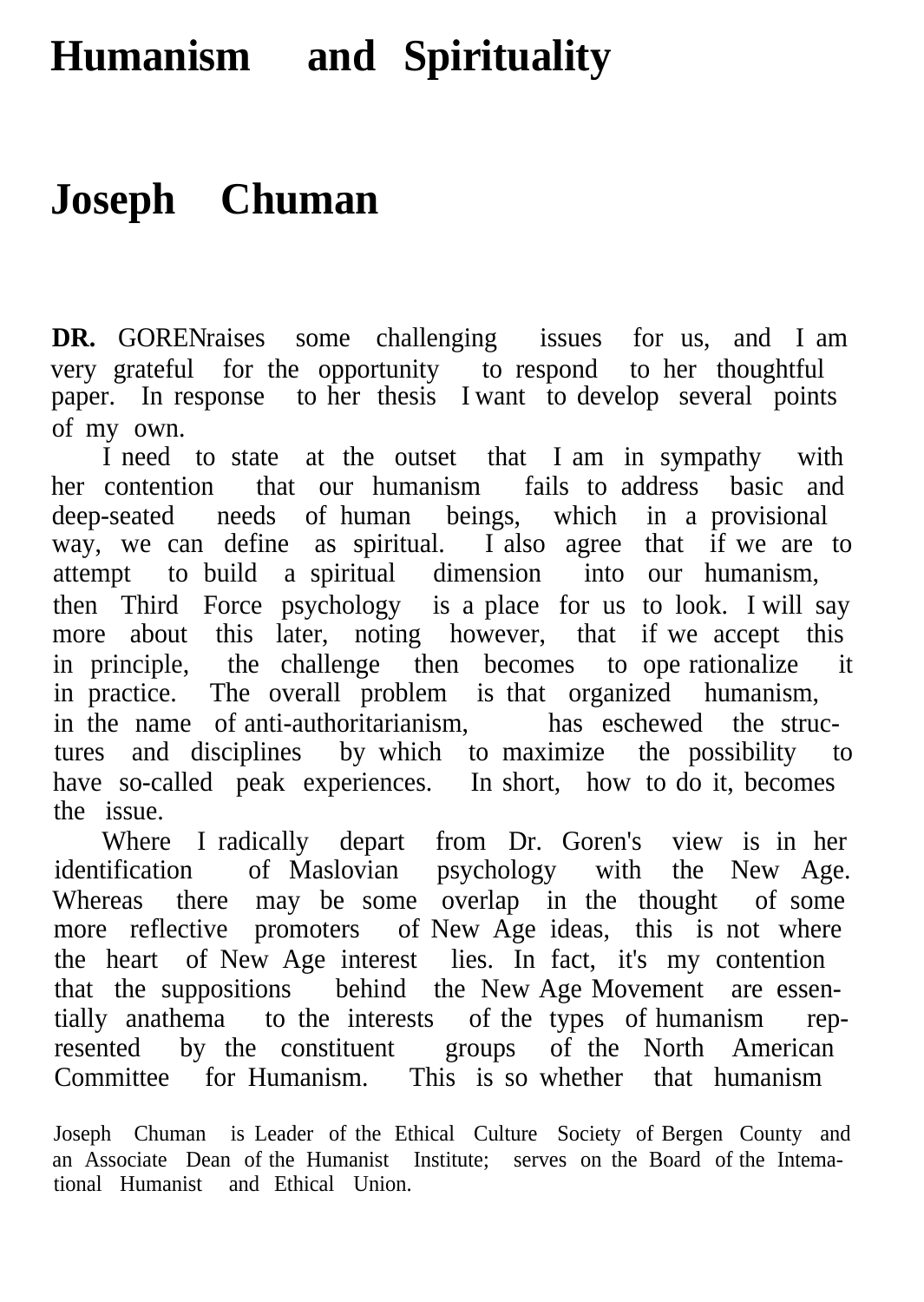# Humanism and Spirituality

## Joseph Chuman

**DR.** GOREN raises some challenging issues for us, and I am very grateful for the opportunity to respond to her thoughtful paper. In response to her thesis I want to develop several points of my own.

I need to state at the outset that I am in sympathy with her contention that our humanism fails to address basic and deep-seated needs of human beings, which in a provisional way, we can define as spiritual. I also agree that if we are to attempt to build a spiritual dimension into our humanism, then Third Force psychology is a place for us to look. I will say more about this later, noting however, that if we accept this in principle, the challenge then becomes to ope rationalize it in practice. The overall problem is that organized humanism, in the name of anti-authoritarianism, has eschewed the structures and disciplines by which to maximize the possibility to have so-called peak experiences. In short, how to do it, becomes the issue.

Where I radically depart from Dr. Goren's view is in her identification of Maslovian psychology with the New Age. Whereas there may be some overlap in the thought of some more reflective promoters of New Age ideas, this is not where the heart of New Age interest lies. In fact, it's my contention that the suppositions behind the New Age Movement are essentially anathema to the interests of the types of humanism represented by the constituent groups of the North American Committee for Humanism. This is so whether that humanism

Joseph Chuman is Leader of the Ethical Culture Society of Bergen County and an Associate Dean of the Humanist Institute; serves on the Board of the International Humanist and Ethical Union.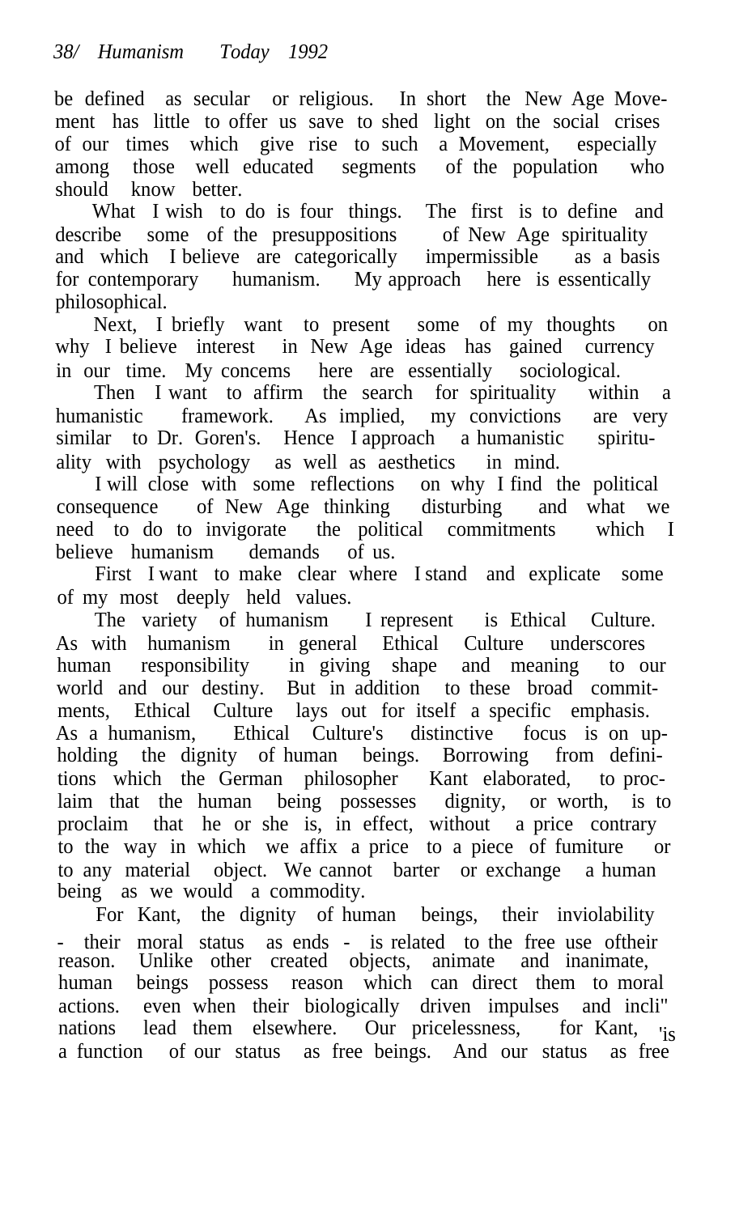be defined as secular or religious. In short the New Age Movement has little to offer us save to shed light on the social crises of our times which give rise to such a Movement, especially among those well educated segments of the population who should know better.

What I wish to do is four things. The first is to define and describe some of the presuppositions of New Age spirituality and which I believe are categorically impermissible as a basis for contemporary humanism. My approach here is essentically philosophical.

Next, I briefly want to present some of my thoughts on why I believe interest in New Age ideas has gained currency in our time. My concems here are essentially sociological.

Then I want to affirm the search for spirituality within a humanistic framework. As implied, my convictions are very similar to Dr. Goren's. Hence I approach a humanistic spirituality with psychology as well as aesthetics in mind.

I will close with some reflections on why I find the political consequence of New Age thinking disturbing and what we need to do to invigorate the political commitments which I believe humanism demands of us.

First I want to make clear where I stand and explicate some of my most deeply held values.

The variety of humanism I represent is Ethical Culture. As with humanism in general Ethical Culture underscores human responsibility in giving shape and meaning to our world and our destiny. But in addition to these broad commitments, Ethical Culture lays out for itself a specific emphasis. As a humanism, Ethical Culture's distinctive focus is on upholding the dignity of human beings. Borrowing from definitions which the German philosopher Kant elaborated, to proclaim that the human being possesses dignity, or worth, is to proclaim that he or she is, in effect, without a price contrary to the way in which we affix a price to a piece of fumiture or to any material object. We cannot barter or exchange a human being as we would a commodity.

For Kant, the dignity of human beings, their inviolability - their moral status as ends - is related to the free use oftheir reason. Unlike other created objects, animate and inanimate, human beings possess reason which can direct them to moral actions. even when their biologically driven impulses and inclinations lead them elsewhere. Our pricelessness, for Kant, is a function of our status as free beings. And our status as free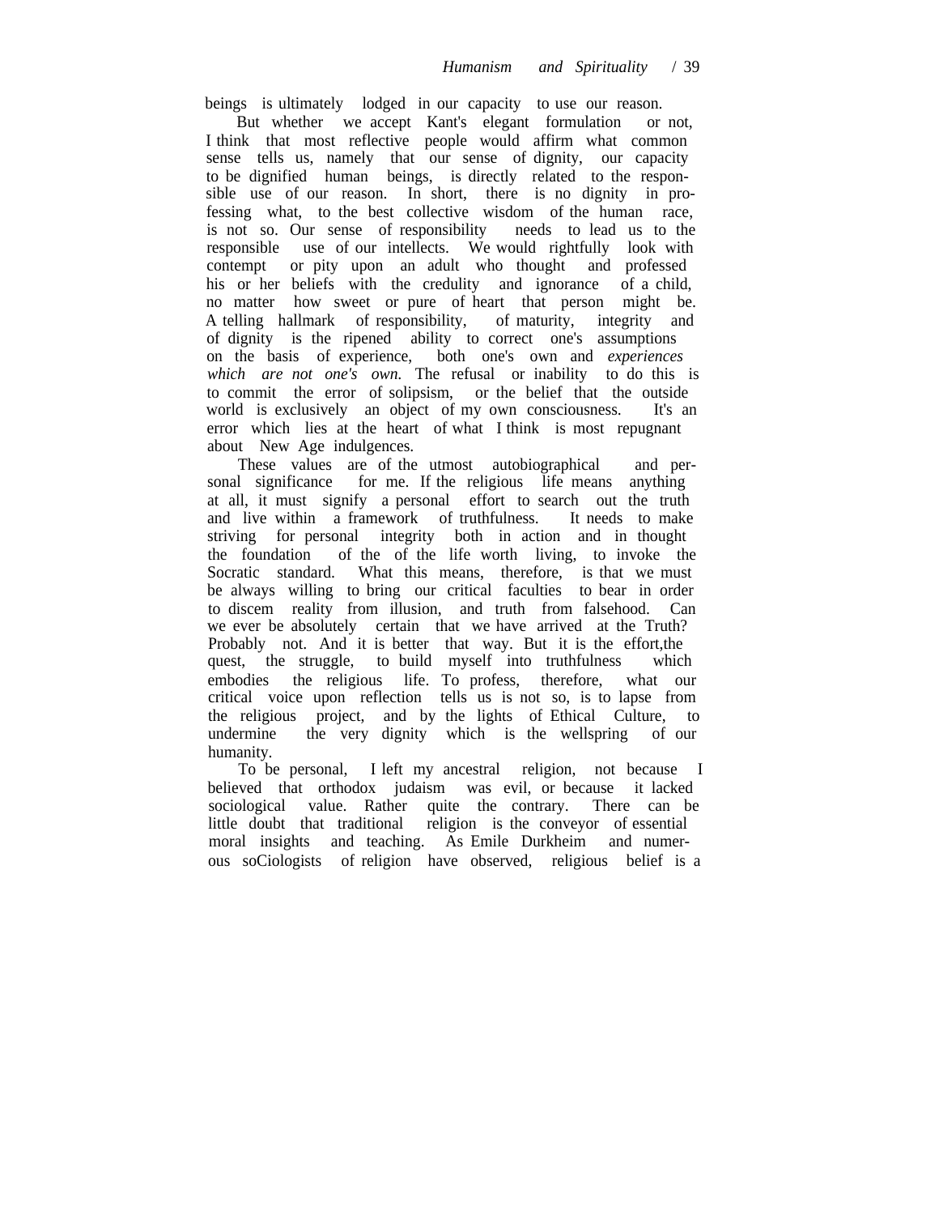beings is ultimately lodged in our capacity to use our reason.

But whether we accept Kant's elegant formulation or not, I think that most reflective people would affirm what common sense tells us, namely that our sense of dignity, our capacity to be dignified human beings, is directly related to the responsible use of our reason. In short, there is no dignity in professing what, to the best collective wisdom of the human race, is not so. Our sense of responsibility needs to lead us to the responsible use of our intellects. We would rightfully look with contempt or pity upon an adult who thought and professed his or her beliefs with the credulity and ignorance of a child, no matter how sweet or pure of heart that person might be. A telling hallmark of responsibility, of maturity, integrity and of dignity is the ripened ability to correct one's assumptions on the basis of experience, both one's own and *experiences which are not one's own.* The refusal or inability to do this is to commit the error of solipsism, or the belief that the outside world is exclusively an object of my own consciousness. It's an error which lies at the heart of what I think is most repugnant about New Age indulgences.

These values are of the utmost autobiographical and personal significance for me. If the religious life means anything at all, it must signify a personal effort to search out the truth and live within a framework of truthfulness. It needs to make striving for personal integrity both in action and in thought the foundation of the of the life worth living, to invoke the Socratic standard. What this means, therefore, is that we must be always willing to bring our critical faculties to bear in order to discem reality from illusion, and truth from falsehood. Can we ever be absolutely certain that we have arrived at the Truth? Probably not. And it is better that way. But it is the effort,the quest, the struggle, to build myself into truthfulness which embodies the religious life. To profess, therefore, what our critical voice upon reflection tells us is not so, is to lapse from the religious project, and by the lights of Ethical Culture, to undermine the very dignity which is the wellspring of our humanity.

To be personal, I left my ancestral religion, not because I believed that orthodox judaism was evil, or because it lacked sociological value. Rather quite the contrary. There can be little doubt that traditional religion is the conveyor of essential moral insights and teaching. As Emile Durkheim and numerous soCiologists of religion have observed, religious belief is a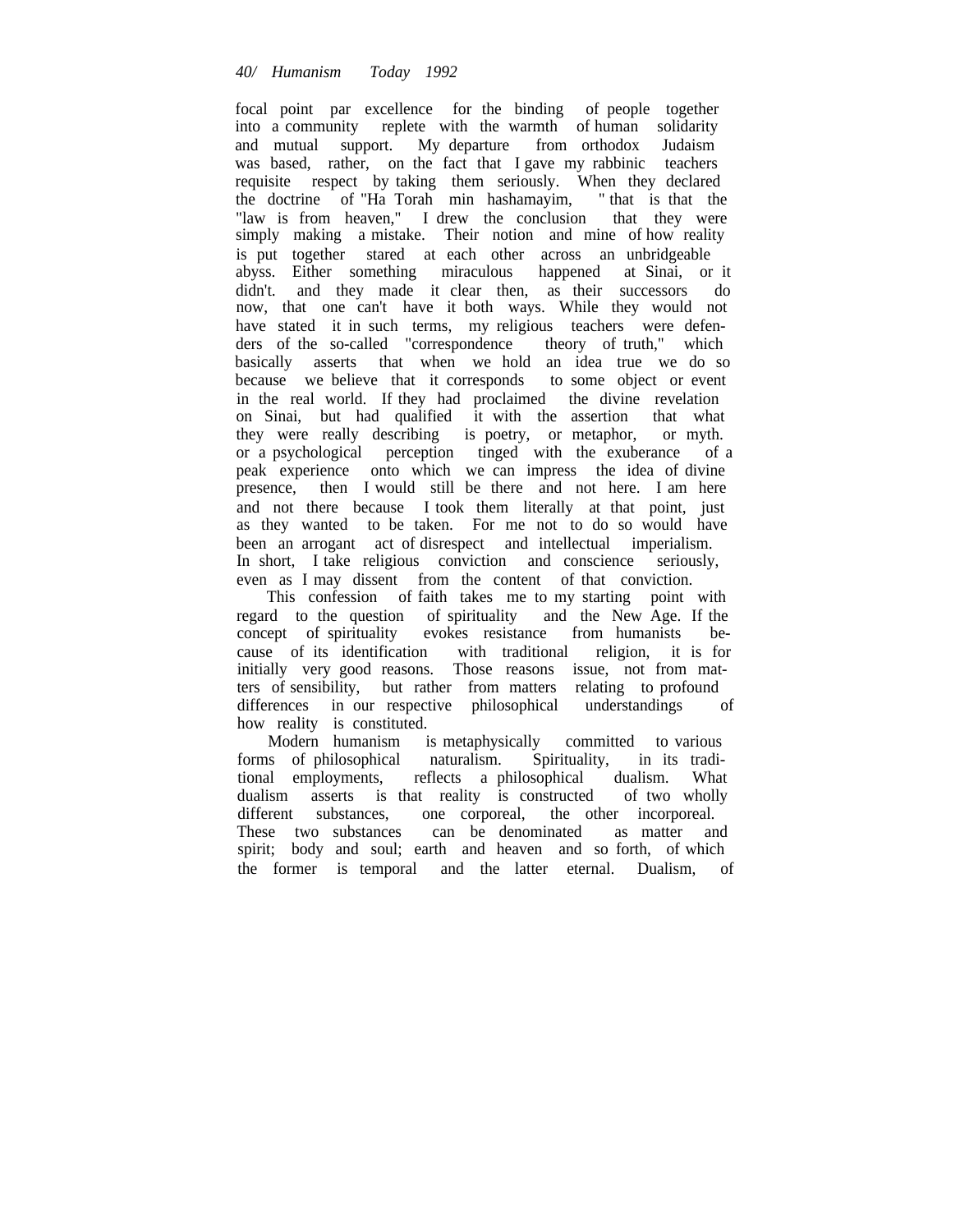focal point par excellence for the binding of people together into a community replete with the warmth of human solidarity and mutual support. My departure from orthodox Judaism was based, rather, on the fact that I gave my rabbinic teachers requisite respect by taking them seriously. When they declared the doctrine of "Ha Torah min hashamayim, " that is that the "law is from heaven," I drew the conclusion that they were simply making a mistake. Their notion and mine of how reality is put together stared at each other across an unbridgeable abyss. Either something miraculous happened at Sinai, or it didn't. and they made it clear then, as their successors do now, that one can't have it both ways. While they would not have stated it in such terms, my religious teachers were defenders of the so-called "correspondence theory of truth," which basically asserts that when we hold an idea true we do so because we believe that it corresponds to some object or event in the real world. If they had proclaimed the divine revelation on Sinai, but had qualified it with the assertion that what they were really describing is poetry, or metaphor, or myth. or a psychological perception tinged with the exuberance of a peak experience onto which we can impress the idea of divine presence, then I would still be there and not here. I am here and not there because I took them literally at that point, just as they wanted to be taken. For me not to do so would have been an arrogant act of disrespect and intellectual imperialism. In short, I take religious conviction and conscience seriously, even as I may dissent from the content of that conviction.

This confession of faith takes me to my starting point with regard to the question of spirituality and the New Age. If the concept of spirituality evokes resistance from humanists because of its identification with traditional religion, it is for initially very good reasons. Those reasons issue, not from matters of sensibility, but rather from matters relating to profound differences in our respective philosophical understandings of how reality is constituted.

Modern humanism is metaphysically committed to various forms of philosophical naturalism. Spirituality, in its traditional employments, reflects a philosophical dualism. What dualism asserts is that reality is constructed of two wholly different substances, one corporeal, the other incorporeal. These two substances can be denominated as matter and spirit; body and soul; earth and heaven and so forth, of which the former is temporal and the latter eternal. Dualism, of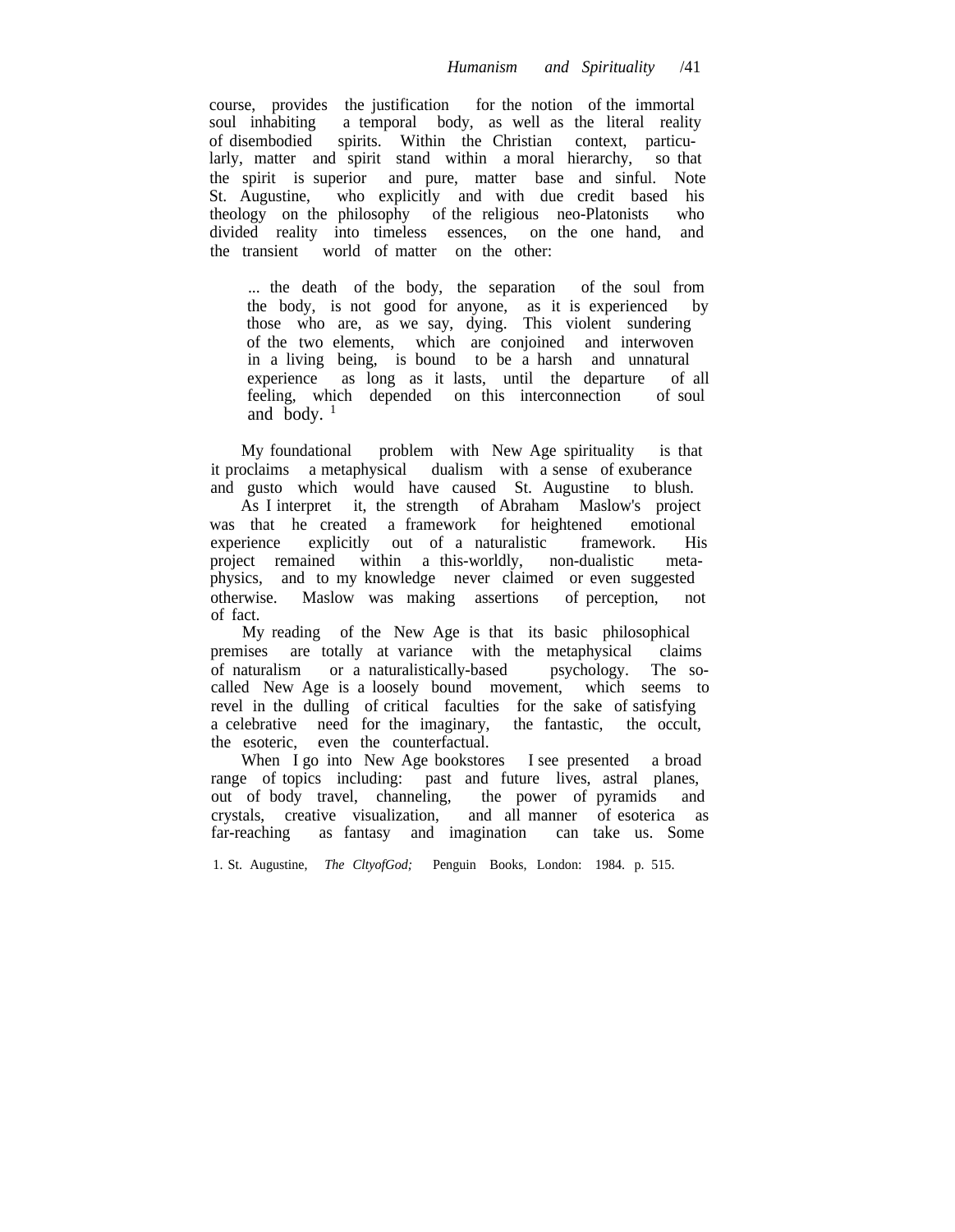course, provides the justification for the notion of the immortal soul inhabiting a temporal body, as well as the literal reality of disembodied spirits. Within the Christian context, particularly, matter and spirit stand within a moral hierarchy, so that the spirit is superior and pure, matter base and sinful. Note St. Augustine, who explicitly and with due credit based his theology on the philosophy of the religious neo-Platonists who divided reality into timeless essences, on the one hand, and the transient world of matter on the other:

> ... the death of the body, the separation of the soul from the body, is not good for anyone, as it is experienced by those who are, as we say, dying. This violent sundering of the two elements, which are conjoined and interwoven in a living being, is bound to be a harsh and unnatural experience as long as it lasts, until the departure of all feeling, which depended on this interconnection of soul and body. [1]

My foundational problem with New Age spirituality is that it proclaims a metaphysical dualism with a sense of exuberance and gusto which would have caused St. Augustine to blush.

As I interpret it, the strength of Abraham Maslow's project was that he created a framework for heightened emotional experience explicitly out of a naturalistic framework. His project remained within a this-worldly, non-dualistic metaphysics, and to my knowledge never claimed or even suggested otherwise. Maslow was making assertions of perception, not of fact.

My reading of the New Age is that its basic philosophical premises are totally at variance with the metaphysical claims of naturalism or a naturalistically-based psychology. The so-called New Age is a loosely bound movement, which seems to revel in the dulling of critical faculties for the sake of satisfying a celebrative need for the imaginary, the fantastic, the occult, the esoteric, even the counterfactual.

When I go into New Age bookstores I see presented a broad range of topics including: past and future lives, astral planes, out of body travel, channeling, the power of pyramids and crystals, creative visualization, and all manner of esoterica as far-reaching as fantasy and imagination can take us. Some

1. St. Augustine, *The CltyofGod;* Penguin Books, London: 1984. p. 515.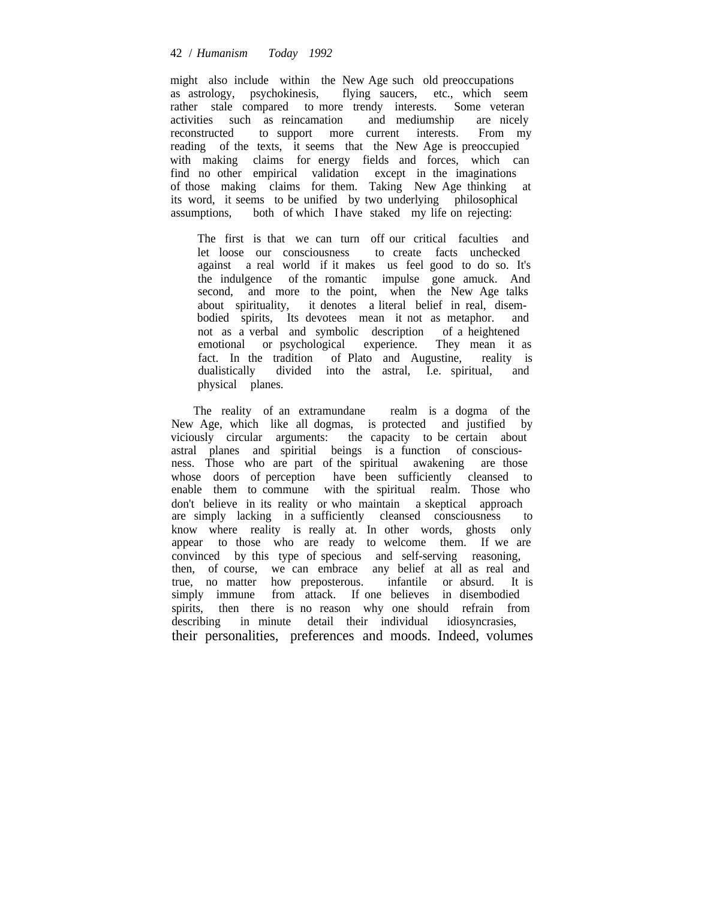might also include within the New Age such old preoccupations as astrology, psychokinesis, flying saucers, etc., which seem rather stale compared to more trendy interests. Some veteran activities such as reincamation and mediumship are nicely reconstructed to support more current interests. From my reading of the texts, it seems that the New Age is preoccupied with making claims for energy fields and forces, which can find no other empirical validation except in the imaginations of those making claims for them. Taking New Age thinking at its word, it seems to be unified by two underlying philosophical assumptions, both of which I have staked my life on rejecting:

> The first is that we can turn off our critical faculties and let loose our consciousness to create facts unchecked against a real world if it makes us feel good to do so. It's the indulgence of the romantic impulse gone amuck. And second, and more to the point, when the New Age talks about spirituality, it denotes a literal belief in real, disembodied spirits, Its devotees mean it not as metaphor. and not as a verbal and symbolic description of a heightened emotional or psychological experience. They mean it as fact. In the tradition of Plato and Augustine, reality is dualistically divided into the astral, I.e. spiritual, and physical planes.

The reality of an extramundane realm is a dogma of the New Age, which like all dogmas, is protected and justified by viciously circular arguments: the capacity to be certain about astral planes and spiritial beings is a function of consciousness. Those who are part of the spiritual awakening are those whose doors of perception have been sufficiently cleansed to enable them to commune with the spiritual realm. Those who don't believe in its reality or who maintain a skeptical approach are simply lacking in a sufficiently cleansed consciousness to know where reality is really at. In other words, ghosts only appear to those who are ready to welcome them. If we are convinced by this type of specious and self-serving reasoning, then, of course, we can embrace any belief at all as real and true, no matter how preposterous. infantile or absurd. It is simply immune from attack. If one believes in disembodied spirits, then there is no reason why one should refrain from describing in minute detail their individual idiosyncrasies, their personalities, preferences and moods. Indeed, volumes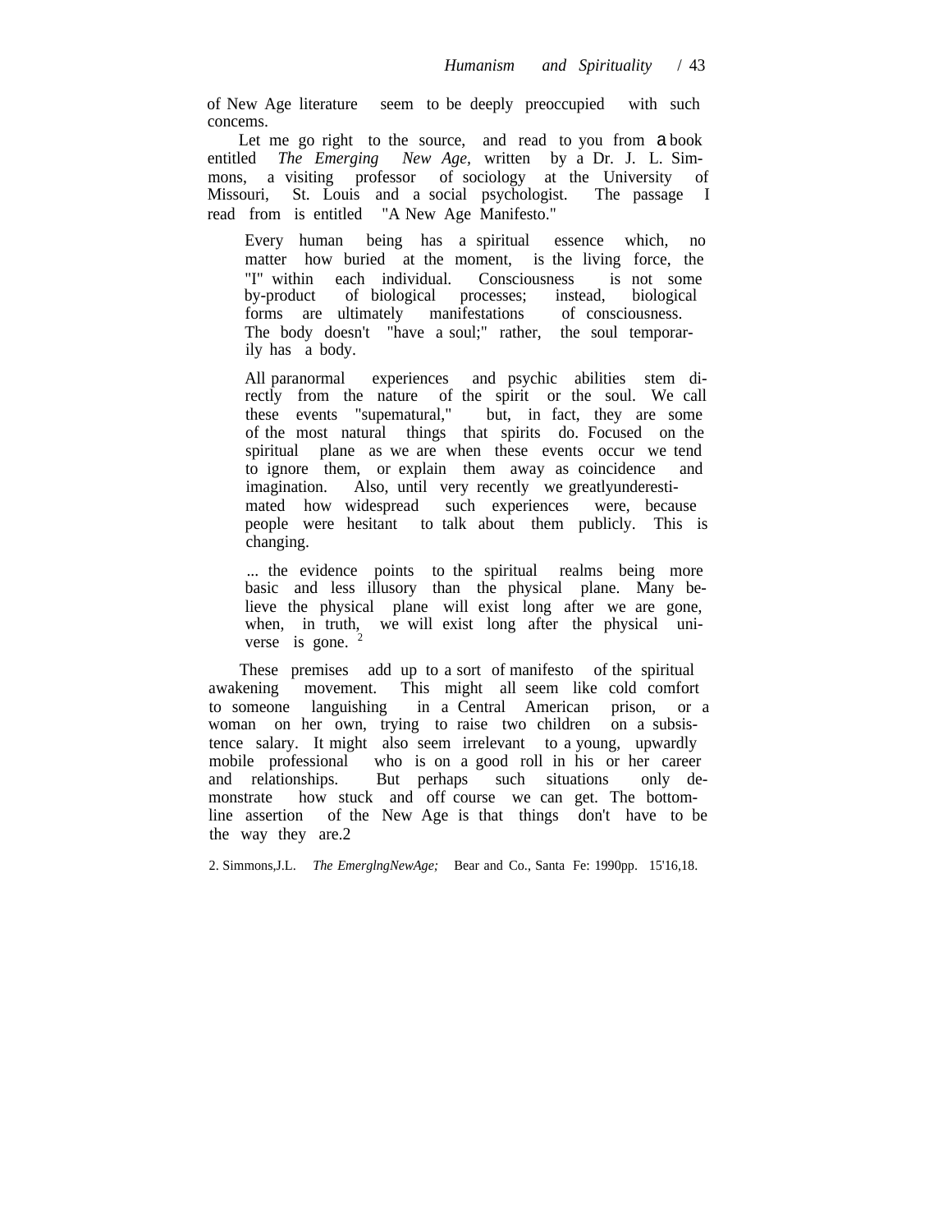of New Age literature seem to be deeply preoccupied with such concems.

Let me go right to the source, and read to you from a book entitled *The Emerging New Age*, written by a Dr. J. L. Simmons, a visiting professor of sociology at the University of Missouri, St. Louis and a social psychologist. The passage I read from is entitled "A New Age Manifesto."

> Every human being has a spiritual essence which, no matter how buried at the moment, is the living force, the "I" within each individual. Consciousness is not some by-product of biological processes; instead, biological forms are ultimately manifestations of consciousness. The body doesn't "have a soul;" rather, the soul temporarily has a body.
>
> All paranormal experiences and psychic abilities stem directly from the nature of the spirit or the soul. We call these events "supematural," but, in fact, they are some of the most natural things that spirits do. Focused on the spiritual plane as we are when these events occur we tend to ignore them, or explain them away as coincidence and imagination. Also, until very recently we greatlyunderestimated how widespread such experiences were, because people were hesitant to talk about them publicly. This is changing.
>
> ... the evidence points to the spiritual realms being more basic and less illusory than the physical plane. Many believe the physical plane will exist long after we are gone, when, in truth, we will exist long after the physical universe is gone. [2]

These premises add up to a sort of manifesto of the spiritual awakening movement. This might all seem like cold comfort to someone languishing in a Central American prison, or a woman on her own, trying to raise two children on a subsistence salary. It might also seem irrelevant to a young, upwardly mobile professional who is on a good roll in his or her career and relationships. But perhaps such situations only demonstrate how stuck and off course we can get. The bottom-line assertion of the New Age is that things don't have to be the way they are.2

2. Simmons,J.L. *The EmerglngNewAge;* Bear and Co., Santa Fe: 1990pp. 15'16,18.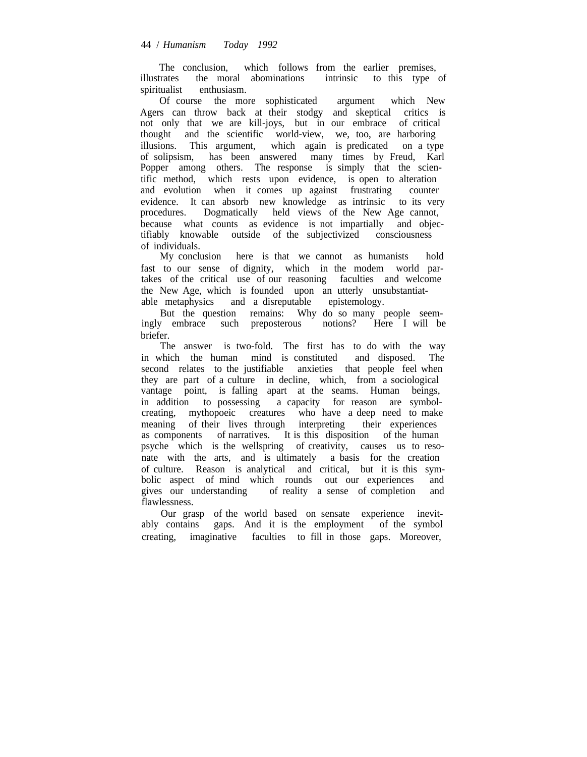The conclusion, which follows from the earlier premises, illustrates the moral abominations intrinsic to this type of spiritualist enthusiasm.

Of course the more sophisticated argument which New Agers can throw back at their stodgy and skeptical critics is not only that we are kill-joys, but in our embrace of critical thought and the scientific world-view, we, too, are harboring illusions. This argument, which again is predicated on a type of solipsism, has been answered many times by Freud, Karl Popper among others. The response is simply that the scientific method, which rests upon evidence, is open to alteration and evolution when it comes up against frustrating counter evidence. It can absorb new knowledge as intrinsic to its very procedures. Dogmatically held views of the New Age cannot, because what counts as evidence is not impartially and objectifiably knowable outside of the subjectivized consciousness of individuals.

My conclusion here is that we cannot as humanists hold fast to our sense of dignity, which in the modem world partakes of the critical use of our reasoning faculties and welcome the New Age, which is founded upon an utterly unsubstantiatable metaphysics and a disreputable epistemology.

But the question remains: Why do so many people seemingly embrace such preposterous notions? Here I will be briefer.

The answer is two-fold. The first has to do with the way in which the human mind is constituted and disposed. The second relates to the justifiable anxieties that people feel when they are part of a culture in decline, which, from a sociological vantage point, is falling apart at the seams. Human beings, in addition to possessing a capacity for reason are symbol-creating, mythopoeic creatures who have a deep need to make meaning of their lives through interpreting their experiences as components of narratives. It is this disposition of the human psyche which is the wellspring of creativity, causes us to resonate with the arts, and is ultimately a basis for the creation of culture. Reason is analytical and critical, but it is this symbolic aspect of mind which rounds out our experiences and gives our understanding of reality a sense of completion and flawlessness.

Our grasp of the world based on sensate experience inevitably contains gaps. And it is the employment of the symbol creating, imaginative faculties to fill in those gaps. Moreover,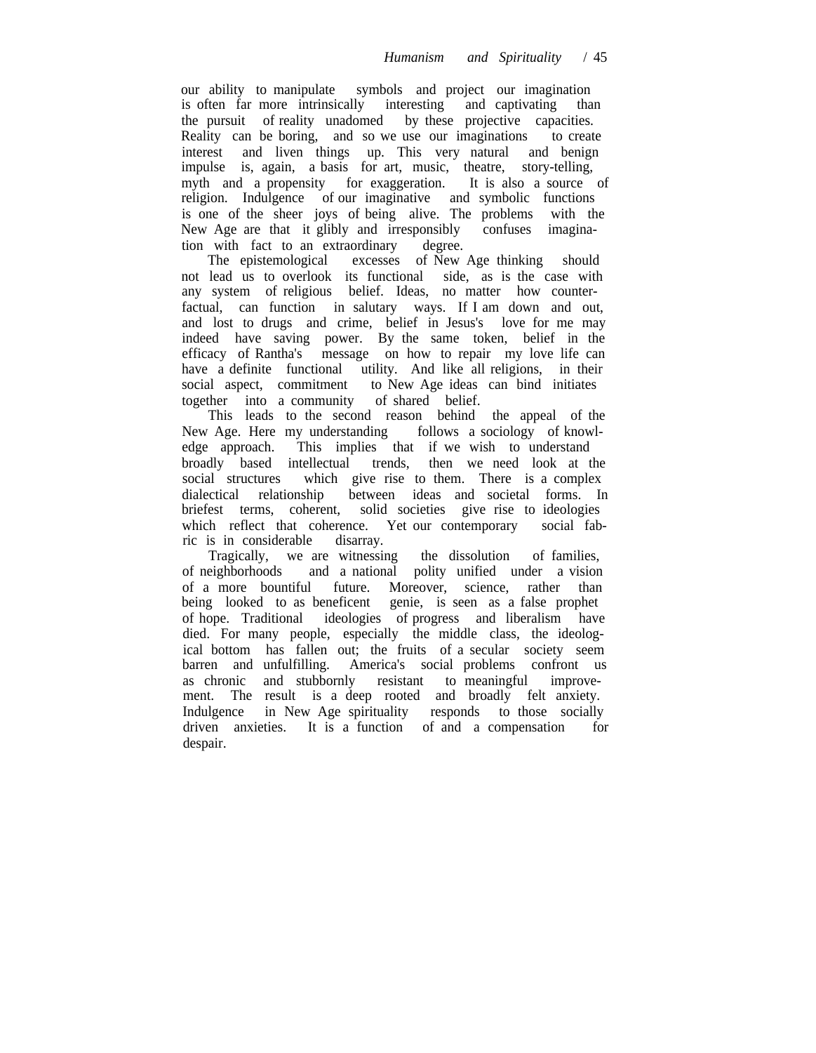our ability to manipulate symbols and project our imagination is often far more intrinsically interesting and captivating than the pursuit of reality unadomed by these projective capacities. Reality can be boring, and so we use our imaginations to create interest and liven things up. This very natural and benign impulse is, again, a basis for art, music, theatre, story-telling, myth and a propensity for exaggeration. It is also a source of religion. Indulgence of our imaginative and symbolic functions is one of the sheer joys of being alive. The problems with the New Age are that it glibly and irresponsibly confuses imagination with fact to an extraordinary degree.

The epistemological excesses of New Age thinking should not lead us to overlook its functional side, as is the case with any system of religious belief. Ideas, no matter how counterfactual, can function in salutary ways. If I am down and out, and lost to drugs and crime, belief in Jesus's love for me may indeed have saving power. By the same token, belief in the efficacy of Rantha's message on how to repair my love life can have a definite functional utility. And like all religions, in their social aspect, commitment to New Age ideas can bind initiates together into a community of shared belief.

This leads to the second reason behind the appeal of the New Age. Here my understanding follows a sociology of knowledge approach. This implies that if we wish to understand broadly based intellectual trends, then we need look at the social structures which give rise to them. There is a complex dialectical relationship between ideas and societal forms. In briefest terms, coherent, solid societies give rise to ideologies which reflect that coherence. Yet our contemporary social fabric is in considerable disarray.

Tragically, we are witnessing the dissolution of families, of neighborhoods and a national polity unified under a vision of a more bountiful future. Moreover, science, rather than being looked to as beneficent genie, is seen as a false prophet of hope. Traditional ideologies of progress and liberalism have died. For many people, especially the middle class, the ideological bottom has fallen out; the fruits of a secular society seem barren and unfulfilling. America's social problems confront us as chronic and stubbornly resistant to meaningful improvement. The result is a deep rooted and broadly felt anxiety. Indulgence in New Age spirituality responds to those socially driven anxieties. It is a function of and a compensation for despair.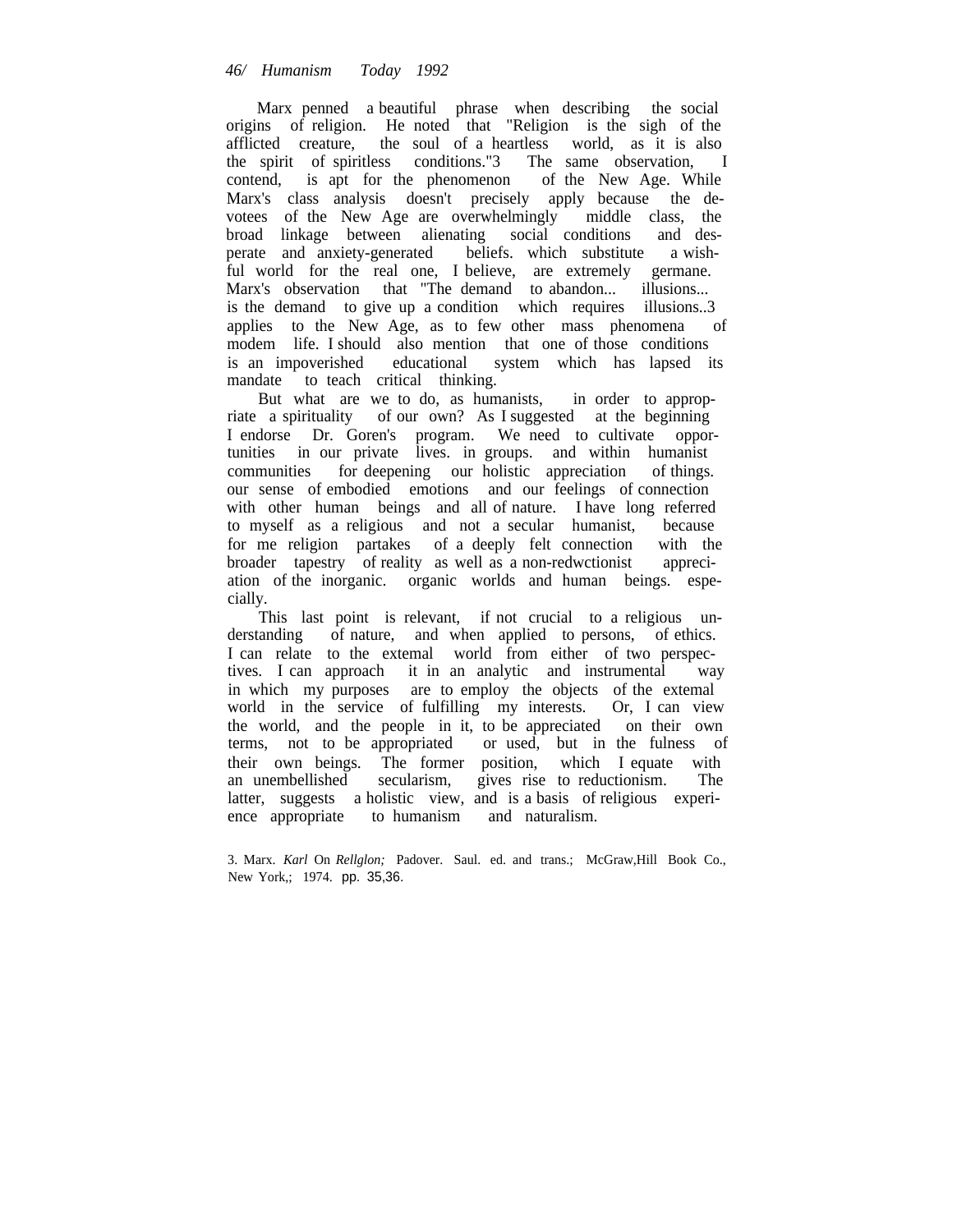Marx penned a beautiful phrase when describing the social origins of religion. He noted that "Religion is the sigh of the afflicted creature, the soul of a heartless world, as it is also the spirit of spiritless conditions."[3] The same observation, I contend, is apt for the phenomenon of the New Age. While Marx's class analysis doesn't precisely apply because the devotees of the New Age are overwhelmingly middle class, the broad linkage between alienating social conditions and desperate and anxiety-generated beliefs. which substitute a wishful world for the real one, I believe, are extremely germane. Marx's observation that "The demand to abandon... illusions... is the demand to give up a condition which requires illusions..[3] applies to the New Age, as to few other mass phenomena of modem life. I should also mention that one of those conditions is an impoverished educational system which has lapsed its mandate to teach critical thinking.

But what are we to do, as humanists, in order to appropriate a spirituality of our own? As I suggested at the beginning I endorse Dr. Goren's program. We need to cultivate opportunities in our private lives. in groups. and within humanist communities for deepening our holistic appreciation of things. our sense of embodied emotions and our feelings of connection with other human beings and all of nature. I have long referred to myself as a religious and not a secular humanist, because for me religion partakes of a deeply felt connection with the broader tapestry of reality as well as a non-redwctionist appreciation of the inorganic. organic worlds and human beings. especially.

This last point is relevant, if not crucial to a religious understanding of nature, and when applied to persons, of ethics. I can relate to the extemal world from either of two perspectives. I can approach it in an analytic and instrumental way in which my purposes are to employ the objects of the extemal world in the service of fulfilling my interests. Or, I can view the world, and the people in it, to be appreciated on their own terms, not to be appropriated or used, but in the fulness of their own beings. The former position, which I equate with an unembellished secularism, gives rise to reductionism. The latter, suggests a holistic view, and is a basis of religious experience appropriate to humanism and naturalism.

3. Marx. *Karl* On *Rellglon;* Padover. Saul. ed. and trans.; McGraw,Hill Book Co., New York,; 1974. pp. 35,36.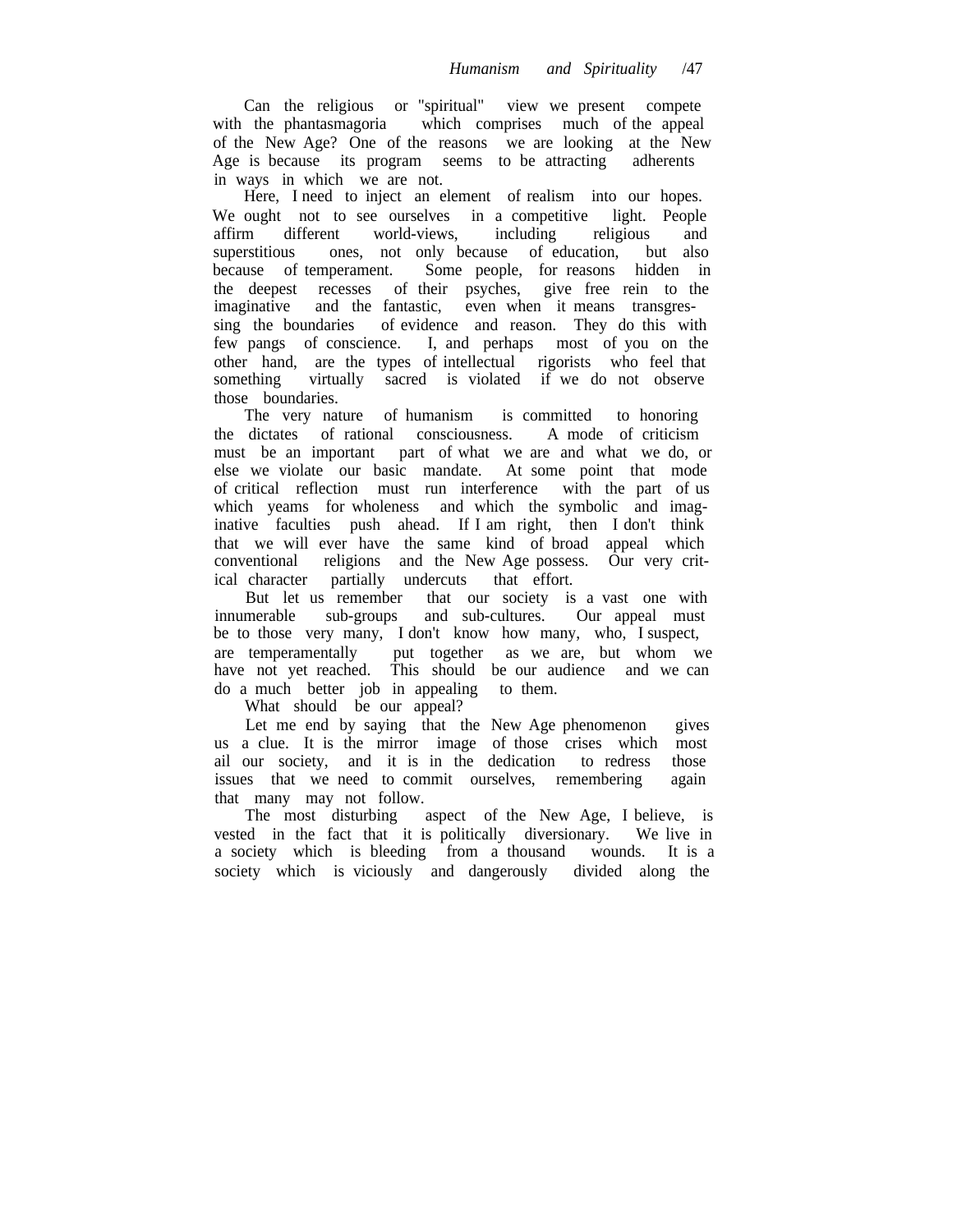Can the religious or "spiritual" view we present compete with the phantasmagoria which comprises much of the appeal of the New Age? One of the reasons we are looking at the New Age is because its program seems to be attracting adherents in ways in which we are not.

Here, I need to inject an element of realism into our hopes. We ought not to see ourselves in a competitive light. People affirm different world-views, including religious and superstitious ones, not only because of education, but also because of temperament. Some people, for reasons hidden in the deepest recesses of their psyches, give free rein to the imaginative and the fantastic, even when it means transgressing the boundaries of evidence and reason. They do this with few pangs of conscience. I, and perhaps most of you on the other hand, are the types of intellectual rigorists who feel that something virtually sacred is violated if we do not observe those boundaries.

The very nature of humanism is committed to honoring the dictates of rational consciousness. A mode of criticism must be an important part of what we are and what we do, or else we violate our basic mandate. At some point that mode of critical reflection must run interference with the part of us which yeams for wholeness and which the symbolic and imaginative faculties push ahead. If I am right, then I don't think that we will ever have the same kind of broad appeal which conventional religions and the New Age possess. Our very critical character partially undercuts that effort.

But let us remember that our society is a vast one with innumerable sub-groups and sub-cultures. Our appeal must be to those very many, I don't know how many, who, I suspect, are temperamentally put together as we are, but whom we have not yet reached. This should be our audience and we can do a much better job in appealing to them.

What should be our appeal?

Let me end by saying that the New Age phenomenon gives us a clue. It is the mirror image of those crises which most ail our society, and it is in the dedication to redress those issues that we need to commit ourselves, remembering again that many may not follow.

The most disturbing aspect of the New Age, I believe, is vested in the fact that it is politically diversionary. We live in a society which is bleeding from a thousand wounds. It is a society which is viciously and dangerously divided along the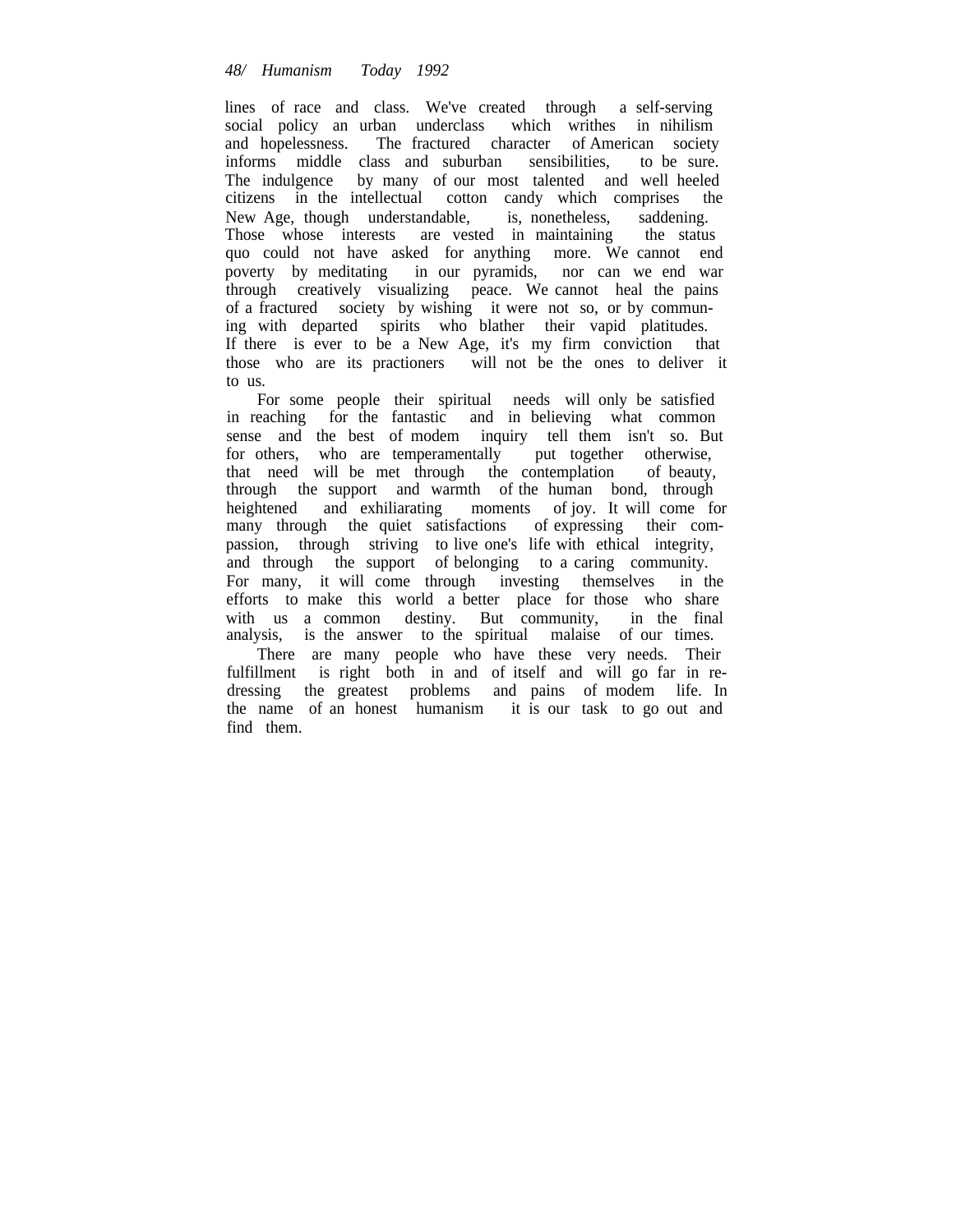lines of race and class. We've created through a self-serving social policy an urban underclass which writhes in nihilism and hopelessness. The fractured character of American society informs middle class and suburban sensibilities, to be sure. The indulgence by many of our most talented and well heeled citizens in the intellectual cotton candy which comprises the New Age, though understandable, is, nonetheless, saddening. Those whose interests are vested in maintaining the status quo could not have asked for anything more. We cannot end poverty by meditating in our pyramids, nor can we end war through creatively visualizing peace. We cannot heal the pains of a fractured society by wishing it were not so, or by communing with departed spirits who blather their vapid platitudes. If there is ever to be a New Age, it's my firm conviction that those who are its practioners will not be the ones to deliver it to us.

For some people their spiritual needs will only be satisfied in reaching for the fantastic and in believing what common sense and the best of modem inquiry tell them isn't so. But for others, who are temperamentally put together otherwise, that need will be met through the contemplation of beauty, through the support and warmth of the human bond, through heightened and exhiliarating moments of joy. It will come for many through the quiet satisfactions of expressing their compassion, through striving to live one's life with ethical integrity, and through the support of belonging to a caring community. For many, it will come through investing themselves in the efforts to make this world a better place for those who share with us a common destiny. But community, in the final analysis, is the answer to the spiritual malaise of our times.

There are many people who have these very needs. Their fulfillment is right both in and of itself and will go far in redressing the greatest problems and pains of modem life. In the name of an honest humanism it is our task to go out and find them.